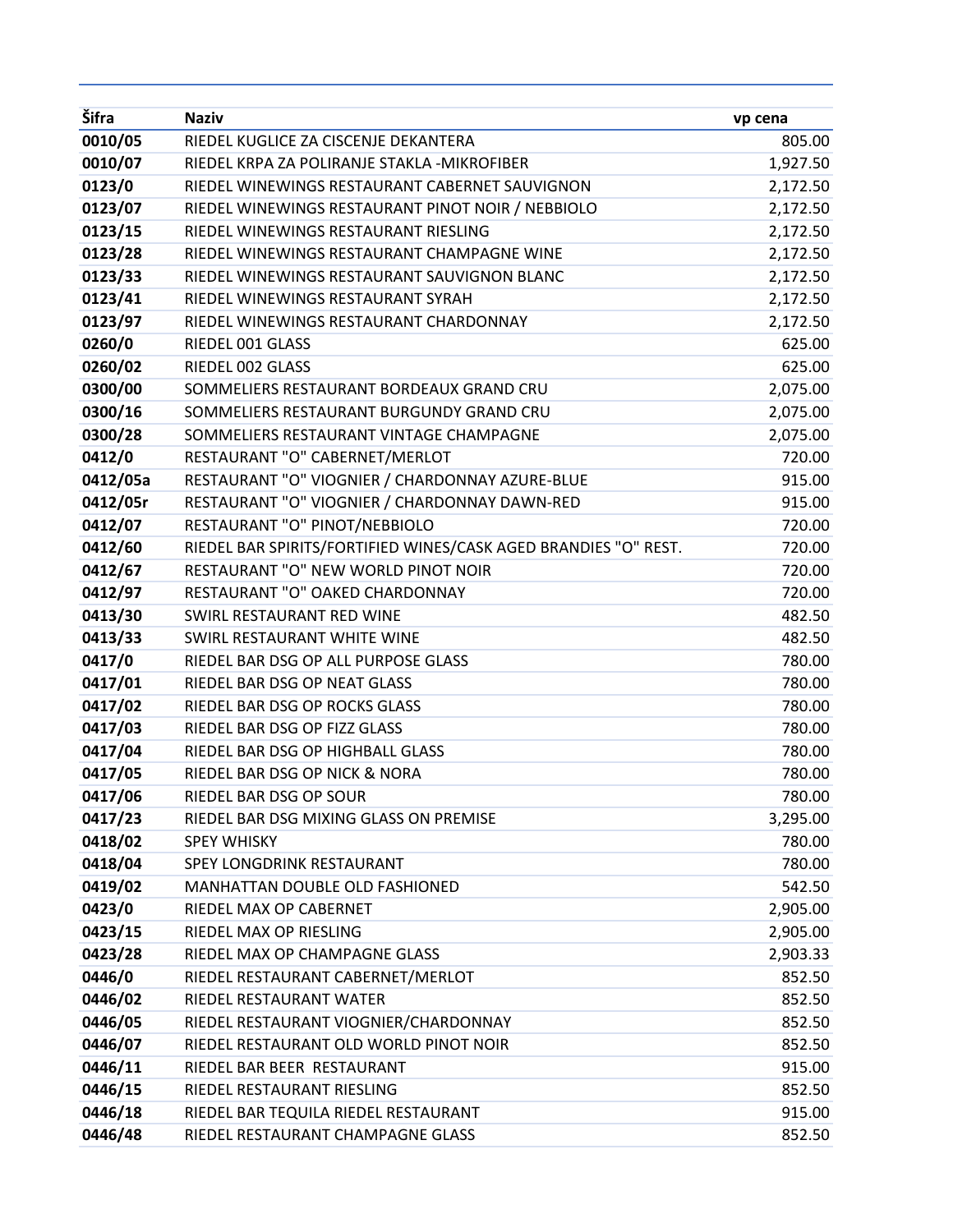| Šifra | Naziv | vp cena |
|---|---|---|
| 0010/05 | RIEDEL KUGLICE ZA CISCENJE DEKANTERA | 805.00 |
| 0010/07 | RIEDEL KRPA ZA POLIRANJE STAKLA -MIKROFIBER | 1,927.50 |
| 0123/0 | RIEDEL WINEWINGS RESTAURANT CABERNET SAUVIGNON | 2,172.50 |
| 0123/07 | RIEDEL WINEWINGS RESTAURANT PINOT NOIR / NEBBIOLO | 2,172.50 |
| 0123/15 | RIEDEL WINEWINGS RESTAURANT RIESLING | 2,172.50 |
| 0123/28 | RIEDEL WINEWINGS RESTAURANT CHAMPAGNE WINE | 2,172.50 |
| 0123/33 | RIEDEL WINEWINGS RESTAURANT SAUVIGNON BLANC | 2,172.50 |
| 0123/41 | RIEDEL WINEWINGS RESTAURANT SYRAH | 2,172.50 |
| 0123/97 | RIEDEL WINEWINGS RESTAURANT CHARDONNAY | 2,172.50 |
| 0260/0 | RIEDEL 001 GLASS | 625.00 |
| 0260/02 | RIEDEL 002 GLASS | 625.00 |
| 0300/00 | SOMMELIERS RESTAURANT BORDEAUX GRAND CRU | 2,075.00 |
| 0300/16 | SOMMELIERS RESTAURANT BURGUNDY GRAND CRU | 2,075.00 |
| 0300/28 | SOMMELIERS RESTAURANT VINTAGE CHAMPAGNE | 2,075.00 |
| 0412/0 | RESTAURANT "O" CABERNET/MERLOT | 720.00 |
| 0412/05a | RESTAURANT "O" VIOGNIER / CHARDONNAY AZURE-BLUE | 915.00 |
| 0412/05r | RESTAURANT "O" VIOGNIER / CHARDONNAY DAWN-RED | 915.00 |
| 0412/07 | RESTAURANT "O" PINOT/NEBBIOLO | 720.00 |
| 0412/60 | RIEDEL BAR SPIRITS/FORTIFIED WINES/CASK AGED BRANDIES "O" REST. | 720.00 |
| 0412/67 | RESTAURANT "O" NEW WORLD PINOT NOIR | 720.00 |
| 0412/97 | RESTAURANT "O" OAKED CHARDONNAY | 720.00 |
| 0413/30 | SWIRL RESTAURANT RED WINE | 482.50 |
| 0413/33 | SWIRL RESTAURANT WHITE WINE | 482.50 |
| 0417/0 | RIEDEL BAR DSG OP ALL PURPOSE GLASS | 780.00 |
| 0417/01 | RIEDEL BAR DSG OP NEAT GLASS | 780.00 |
| 0417/02 | RIEDEL BAR DSG OP ROCKS GLASS | 780.00 |
| 0417/03 | RIEDEL BAR DSG OP FIZZ GLASS | 780.00 |
| 0417/04 | RIEDEL BAR DSG OP HIGHBALL GLASS | 780.00 |
| 0417/05 | RIEDEL BAR DSG OP NICK & NORA | 780.00 |
| 0417/06 | RIEDEL BAR DSG OP SOUR | 780.00 |
| 0417/23 | RIEDEL BAR DSG MIXING GLASS ON PREMISE | 3,295.00 |
| 0418/02 | SPEY WHISKY | 780.00 |
| 0418/04 | SPEY LONGDRINK RESTAURANT | 780.00 |
| 0419/02 | MANHATTAN DOUBLE OLD FASHIONED | 542.50 |
| 0423/0 | RIEDEL MAX OP CABERNET | 2,905.00 |
| 0423/15 | RIEDEL MAX OP RIESLING | 2,905.00 |
| 0423/28 | RIEDEL MAX OP CHAMPAGNE GLASS | 2,903.33 |
| 0446/0 | RIEDEL RESTAURANT CABERNET/MERLOT | 852.50 |
| 0446/02 | RIEDEL RESTAURANT WATER | 852.50 |
| 0446/05 | RIEDEL RESTAURANT VIOGNIER/CHARDONNAY | 852.50 |
| 0446/07 | RIEDEL RESTAURANT OLD WORLD PINOT NOIR | 852.50 |
| 0446/11 | RIEDEL BAR BEER RESTAURANT | 915.00 |
| 0446/15 | RIEDEL RESTAURANT RIESLING | 852.50 |
| 0446/18 | RIEDEL BAR TEQUILA RIEDEL RESTAURANT | 915.00 |
| 0446/48 | RIEDEL RESTAURANT CHAMPAGNE GLASS | 852.50 |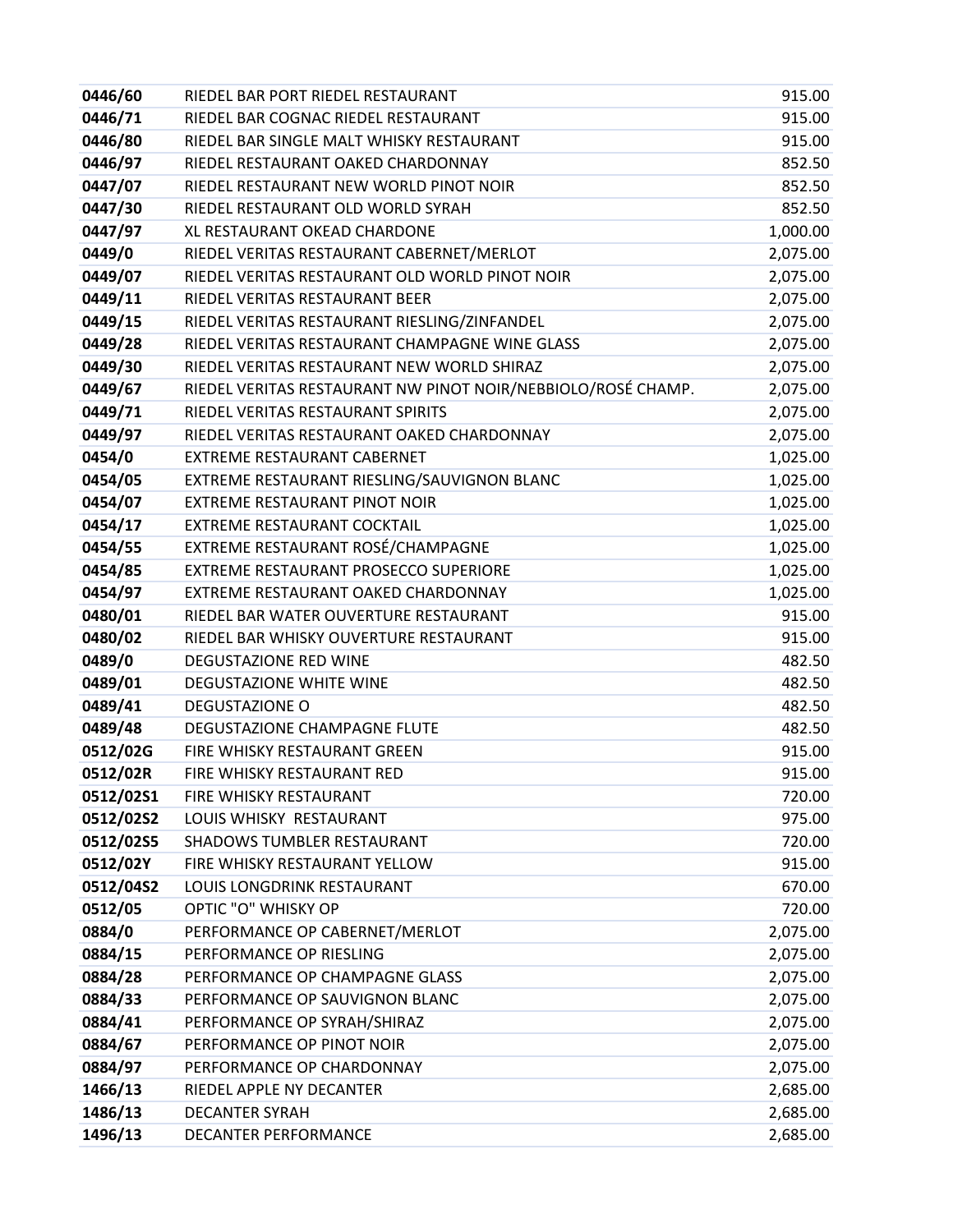| | | |
|---|---|---|
| **0446/60** | RIEDEL BAR PORT RIEDEL RESTAURANT | 915.00 |
| **0446/71** | RIEDEL BAR COGNAC RIEDEL RESTAURANT | 915.00 |
| **0446/80** | RIEDEL BAR SINGLE MALT WHISKY RESTAURANT | 915.00 |
| **0446/97** | RIEDEL RESTAURANT OAKED CHARDONNAY | 852.50 |
| **0447/07** | RIEDEL RESTAURANT NEW WORLD PINOT NOIR | 852.50 |
| **0447/30** | RIEDEL RESTAURANT OLD WORLD SYRAH | 852.50 |
| **0447/97** | XL RESTAURANT OKEAD CHARDONE | 1,000.00 |
| **0449/0** | RIEDEL VERITAS RESTAURANT CABERNET/MERLOT | 2,075.00 |
| **0449/07** | RIEDEL VERITAS RESTAURANT OLD WORLD PINOT NOIR | 2,075.00 |
| **0449/11** | RIEDEL VERITAS RESTAURANT BEER | 2,075.00 |
| **0449/15** | RIEDEL VERITAS RESTAURANT RIESLING/ZINFANDEL | 2,075.00 |
| **0449/28** | RIEDEL VERITAS RESTAURANT CHAMPAGNE WINE GLASS | 2,075.00 |
| **0449/30** | RIEDEL VERITAS RESTAURANT NEW WORLD SHIRAZ | 2,075.00 |
| **0449/67** | RIEDEL VERITAS RESTAURANT NW PINOT NOIR/NEBBIOLO/ROSÉ CHAMP. | 2,075.00 |
| **0449/71** | RIEDEL VERITAS RESTAURANT SPIRITS | 2,075.00 |
| **0449/97** | RIEDEL VERITAS RESTAURANT OAKED CHARDONNAY | 2,075.00 |
| **0454/0** | EXTREME RESTAURANT CABERNET | 1,025.00 |
| **0454/05** | EXTREME RESTAURANT RIESLING/SAUVIGNON BLANC | 1,025.00 |
| **0454/07** | EXTREME RESTAURANT PINOT NOIR | 1,025.00 |
| **0454/17** | EXTREME RESTAURANT COCKTAIL | 1,025.00 |
| **0454/55** | EXTREME RESTAURANT ROSÉ/CHAMPAGNE | 1,025.00 |
| **0454/85** | EXTREME RESTAURANT PROSECCO SUPERIORE | 1,025.00 |
| **0454/97** | EXTREME RESTAURANT OAKED CHARDONNAY | 1,025.00 |
| **0480/01** | RIEDEL BAR WATER OUVERTURE RESTAURANT | 915.00 |
| **0480/02** | RIEDEL BAR WHISKY OUVERTURE RESTAURANT | 915.00 |
| **0489/0** | DEGUSTAZIONE RED WINE | 482.50 |
| **0489/01** | DEGUSTAZIONE WHITE WINE | 482.50 |
| **0489/41** | DEGUSTAZIONE O | 482.50 |
| **0489/48** | DEGUSTAZIONE CHAMPAGNE FLUTE | 482.50 |
| **0512/02G** | FIRE WHISKY RESTAURANT GREEN | 915.00 |
| **0512/02R** | FIRE WHISKY RESTAURANT RED | 915.00 |
| **0512/02S1** | FIRE WHISKY RESTAURANT | 720.00 |
| **0512/02S2** | LOUIS WHISKY RESTAURANT | 975.00 |
| **0512/02S5** | SHADOWS TUMBLER RESTAURANT | 720.00 |
| **0512/02Y** | FIRE WHISKY RESTAURANT YELLOW | 915.00 |
| **0512/04S2** | LOUIS LONGDRINK RESTAURANT | 670.00 |
| **0512/05** | OPTIC "O" WHISKY OP | 720.00 |
| **0884/0** | PERFORMANCE OP CABERNET/MERLOT | 2,075.00 |
| **0884/15** | PERFORMANCE OP RIESLING | 2,075.00 |
| **0884/28** | PERFORMANCE OP CHAMPAGNE GLASS | 2,075.00 |
| **0884/33** | PERFORMANCE OP SAUVIGNON BLANC | 2,075.00 |
| **0884/41** | PERFORMANCE OP SYRAH/SHIRAZ | 2,075.00 |
| **0884/67** | PERFORMANCE OP PINOT NOIR | 2,075.00 |
| **0884/97** | PERFORMANCE OP CHARDONNAY | 2,075.00 |
| **1466/13** | RIEDEL APPLE NY DECANTER | 2,685.00 |
| **1486/13** | DECANTER SYRAH | 2,685.00 |
| **1496/13** | DECANTER PERFORMANCE | 2,685.00 |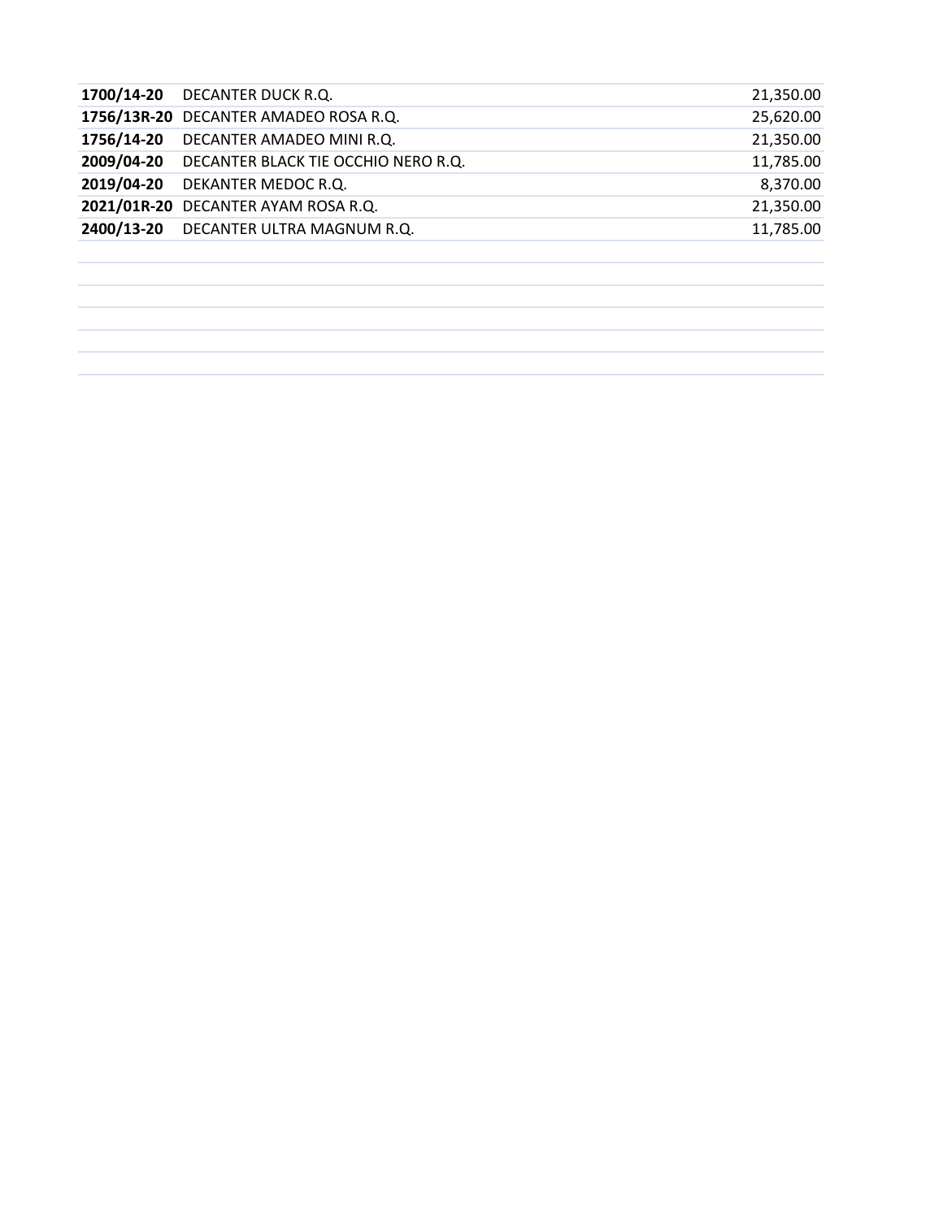| | | |
|---|---|---|
| **1700/14-20** | DECANTER DUCK R.Q. | 21,350.00 |
| **1756/13R-20** | DECANTER AMADEO ROSA R.Q. | 25,620.00 |
| **1756/14-20** | DECANTER AMADEO MINI R.Q. | 21,350.00 |
| **2009/04-20** | DECANTER BLACK TIE OCCHIO NERO R.Q. | 11,785.00 |
| **2019/04-20** | DEKANTER MEDOC R.Q. | 8,370.00 |
| **2021/01R-20** | DECANTER AYAM ROSA R.Q. | 21,350.00 |
| **2400/13-20** | DECANTER ULTRA MAGNUM R.Q. | 11,785.00 |